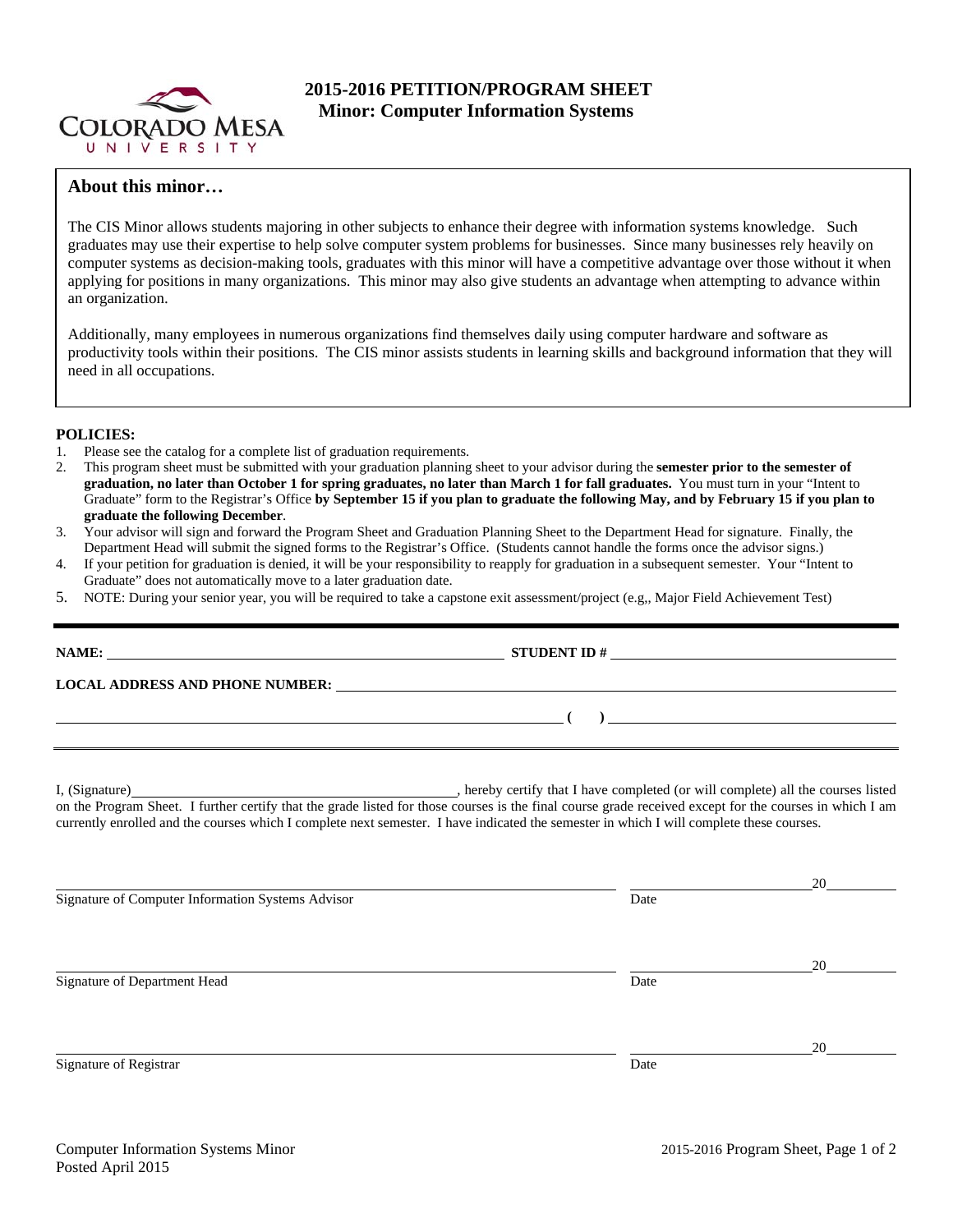# 2015-2016 PETITION/PROGRAM SHEET
## Minor: Computer Information Systems

### About this minor…

The CIS Minor allows students majoring in other subjects to enhance their degree with information systems knowledge. Such graduates may use their expertise to help solve computer system problems for businesses. Since many businesses rely heavily on computer systems as decision-making tools, graduates with this minor will have a competitive advantage over those without it when applying for positions in many organizations. This minor may also give students an advantage when attempting to advance within an organization.

Additionally, many employees in numerous organizations find themselves daily using computer hardware and software as productivity tools within their positions. The CIS minor assists students in learning skills and background information that they will need in all occupations.

**POLICIES:**

1. Please see the catalog for a complete list of graduation requirements.
2. This program sheet must be submitted with your graduation planning sheet to your advisor during the **semester prior to the semester of graduation, no later than October 1 for spring graduates, no later than March 1 for fall graduates.** You must turn in your "Intent to Graduate" form to the Registrar's Office **by September 15 if you plan to graduate the following May, and by February 15 if you plan to graduate the following December**.
3. Your advisor will sign and forward the Program Sheet and Graduation Planning Sheet to the Department Head for signature. Finally, the Department Head will submit the signed forms to the Registrar's Office. (Students cannot handle the forms once the advisor signs.)
4. If your petition for graduation is denied, it will be your responsibility to reapply for graduation in a subsequent semester. Your "Intent to Graduate" does not automatically move to a later graduation date.
5. NOTE: During your senior year, you will be required to take a capstone exit assessment/project (e.g,, Major Field Achievement Test)

**NAME:** ______________________________ **STUDENT ID #** ______________________________

**LOCAL ADDRESS AND PHONE NUMBER:** ______________________________

______________________________ **( )** ______________________________

I, (Signature)______________________________, hereby certify that I have completed (or will complete) all the courses listed on the Program Sheet. I further certify that the grade listed for those courses is the final course grade received except for the courses in which I am currently enrolled and the courses which I complete next semester. I have indicated the semester in which I will complete these courses.

______________________________ ______________ 20______
Signature of Computer Information Systems Advisor Date

______________________________ ______________ 20______
Signature of Department Head Date

______________________________ ______________ 20______
Signature of Registrar Date

Computer Information Systems Minor
Posted April 2015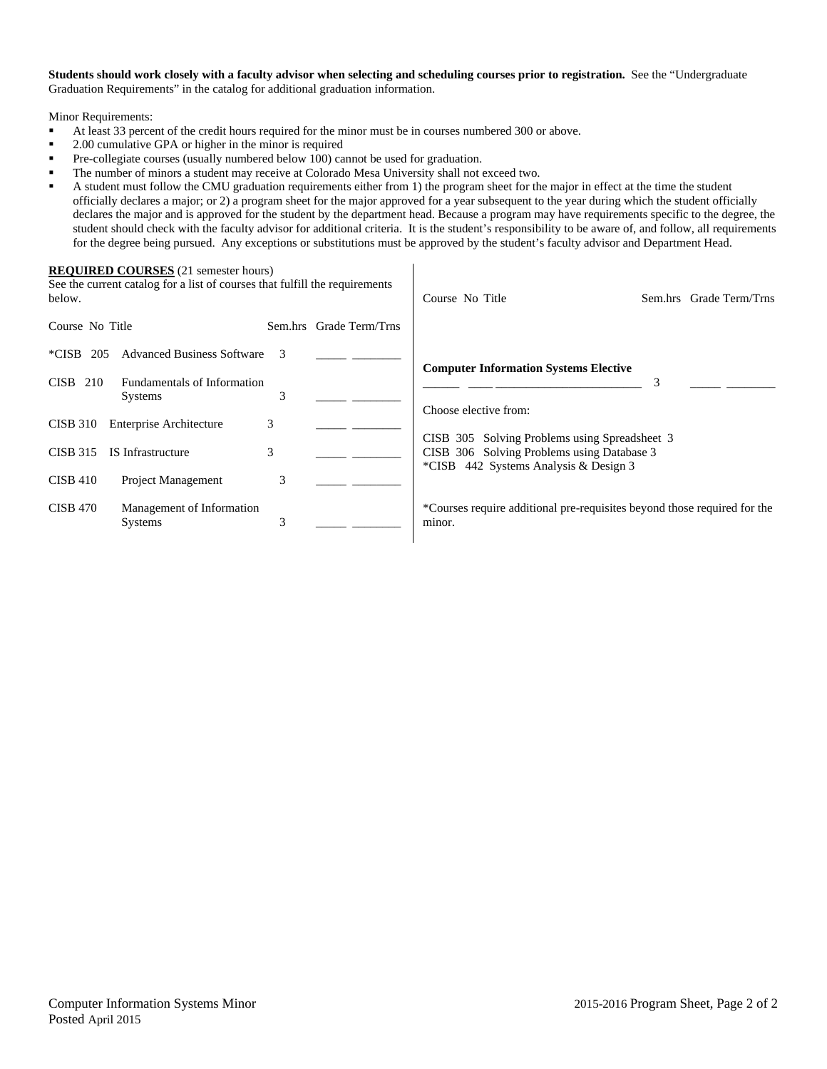**Students should work closely with a faculty advisor when selecting and scheduling courses prior to registration.** See the "Undergraduate Graduation Requirements" in the catalog for additional graduation information.

Minor Requirements:

- At least 33 percent of the credit hours required for the minor must be in courses numbered 300 or above.
- 2.00 cumulative GPA or higher in the minor is required
- Pre-collegiate courses (usually numbered below 100) cannot be used for graduation.
- The number of minors a student may receive at Colorado Mesa University shall not exceed two.
- A student must follow the CMU graduation requirements either from 1) the program sheet for the major in effect at the time the student officially declares a major; or 2) a program sheet for the major approved for a year subsequent to the year during which the student officially declares the major and is approved for the student by the department head. Because a program may have requirements specific to the degree, the student should check with the faculty advisor for additional criteria. It is the student's responsibility to be aware of, and follow, all requirements for the degree being pursued. Any exceptions or substitutions must be approved by the student's faculty advisor and Department Head.

**REQUIRED COURSES** (21 semester hours)
See the current catalog for a list of courses that fulfill the requirements below.

| Course No | Title | Sem.hrs | Grade | Term/Trns |
|---|---|---|---|---|
| *CISB 205 | Advanced Business Software | 3 | _____ | ________ |
| CISB 210 | Fundamentals of Information Systems | 3 | _____ | ________ |
| CISB 310 | Enterprise Architecture | 3 | _____ | ________ |
| CISB 315 | IS Infrastructure | 3 | _____ | ________ |
| CISB 410 | Project Management | 3 | _____ | ________ |
| CISB 470 | Management of Information Systems | 3 | _____ | ________ |

| Course No | Title | Sem.hrs | Grade | Term/Trns |
|---|---|---|---|---|
| **Computer Information Systems Elective** | | | | |
| ______ ____ | ________________________ | 3 | _____ | ________ |

Choose elective from:

CISB 305 Solving Problems using Spreadsheet 3
CISB 306 Solving Problems using Database 3
*CISB 442 Systems Analysis & Design 3

*Courses require additional pre-requisites beyond those required for the minor.

Computer Information Systems Minor
Posted April 2015